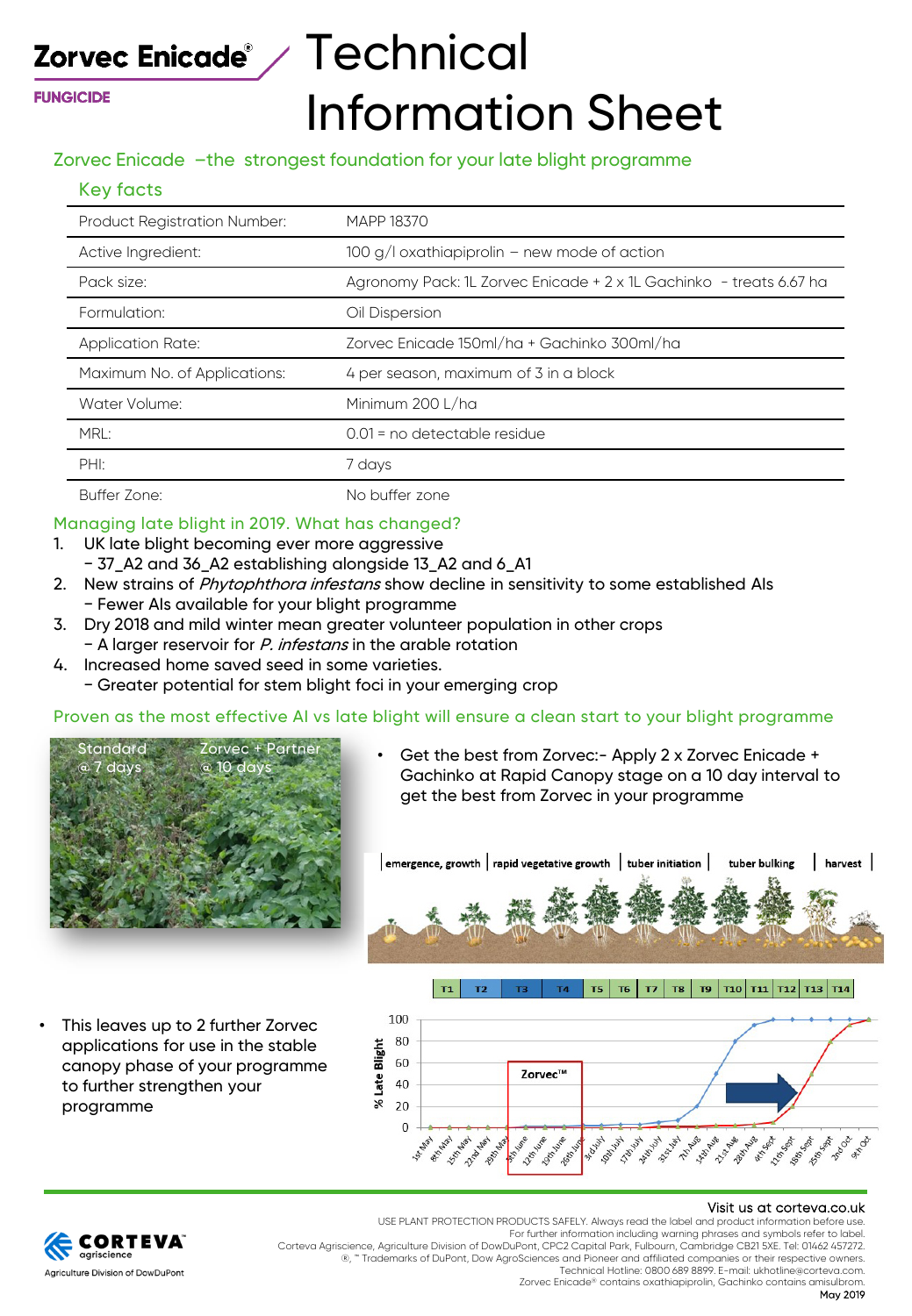Zorvec Enicade®

FUNGICIDE

# Technical Information Sheet

## Zorvec Enicade –the strongest foundation for your late blight programme

### Key facts

| | |
|---|---|
| Product Registration Number: | MAPP 18370 |
| Active Ingredient: | 100 g/l oxathiapiprolin – new mode of action |
| Pack size: | Agronomy Pack: 1L Zorvec Enicade + 2 x 1L Gachinko - treats 6.67 ha |
| Formulation: | Oil Dispersion |
| Application Rate: | Zorvec Enicade 150ml/ha + Gachinko 300ml/ha |
| Maximum No. of Applications: | 4 per season, maximum of 3 in a block |
| Water Volume: | Minimum 200 L/ha |
| MRL: | 0.01 = no detectable residue |
| PHI: | 7 days |
| Buffer Zone: | No buffer zone |

## Managing late blight in 2019. What has changed?

1. UK late blight becoming ever more aggressive
   - 37_A2 and 36_A2 establishing alongside 13_A2 and 6_A1
2. New strains of *Phytophthora infestans* show decline in sensitivity to some established AIs
   - Fewer AIs available for your blight programme
3. Dry 2018 and mild winter mean greater volunteer population in other crops
   - A larger reservoir for *P. infestans* in the arable rotation
4. Increased home saved seed in some varieties.
   - Greater potential for stem blight foci in your emerging crop

## Proven as the most effective AI vs late blight will ensure a clean start to your blight programme

Standard @ 7 days | Zorvec + Partner @ 10 days

- Get the best from Zorvec:- Apply 2 x Zorvec Enicade + Gachinko at Rapid Canopy stage on a 10 day interval to get the best from Zorvec in your programme

- This leaves up to 2 further Zorvec applications for use in the stable canopy phase of your programme to further strengthen your programme

Visit us at corteva.co.uk

USE PLANT PROTECTION PRODUCTS SAFELY. Always read the label and product information before use.
For further information including warning phrases and symbols refer to label.
Corteva Agriscience, Agriculture Division of DowDuPont, CPC2 Capital Park, Fulbourn, Cambridge CB21 5XE. Tel: 01462 457272.
®, ™ Trademarks of DuPont, Dow AgroSciences and Pioneer and affiliated companies or their respective owners.
Technical Hotline: 0800 689 8899. E-mail: ukhotline@corteva.com.
Zorvec Enicade® contains oxathiapiprolin, Gachinko contains amisulbrom.
May 2019

CORTEVA agriscience
Agriculture Division of DowDuPont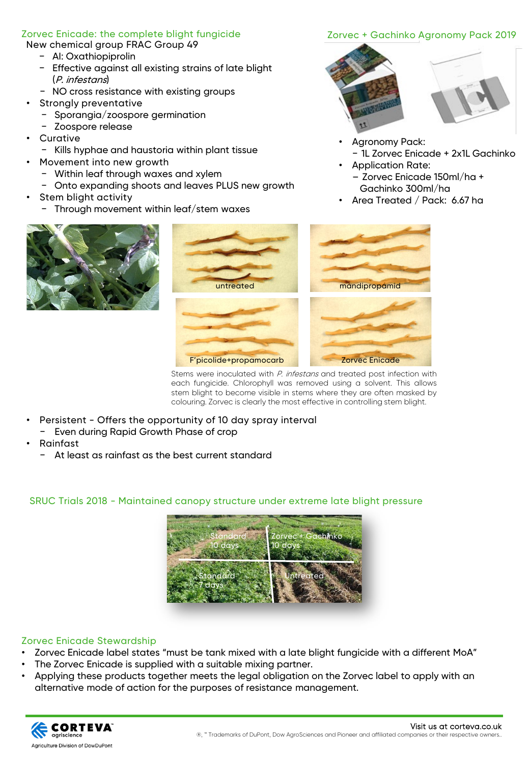## Zorvec Enicade: the complete blight fungicide

New chemical group FRAC Group 49

- AI: Oxathiopiprolin
- Effective against all existing strains of late blight (*P. infestans*)
- NO cross resistance with existing groups

- Strongly preventative
  - Sporangia/zoospore germination
  - Zoospore release
- Curative
  - Kills hyphae and haustoria within plant tissue
- Movement into new growth
  - Within leaf through waxes and xylem
  - Onto expanding shoots and leaves PLUS new growth
- Stem blight activity
  - Through movement within leaf/stem waxes

## Zorvec + Gachinko Agronomy Pack 2019

- Agronomy Pack:
  - 1L Zorvec Enicade + 2x1L Gachinko
- Application Rate:
  - Zorvec Enicade 150ml/ha + Gachinko 300ml/ha
- Area Treated / Pack: 6.67 ha

untreated

mandipropamid

F'picolide+propamocarb

Zorvec Enicade

Stems were inoculated with *P. infestans* and treated post infection with each fungicide. Chlorophyll was removed using a solvent. This allows stem blight to become visible in stems where they are often masked by colouring. Zorvec is clearly the most effective in controlling stem blight.

- Persistent - Offers the opportunity of 10 day spray interval
  - Even during Rapid Growth Phase of crop
- Rainfast
  - At least as rainfast as the best current standard

## SRUC Trials 2018 - Maintained canopy structure under extreme late blight pressure

Standard 10 days

Zorvec + Gachinko 10 days

Standard 7 days

Untreated

## Zorvec Enicade Stewardship

- Zorvec Enicade label states "must be tank mixed with a late blight fungicide with a different MoA"
- The Zorvec Enicade is supplied with a suitable mixing partner.
- Applying these products together meets the legal obligation on the Zorvec label to apply with an alternative mode of action for the purposes of resistance management.

CORTEVA™ agriscience

Agriculture Division of DowDuPont

Visit us at corteva.co.uk

®, ™ Trademarks of DuPont, Dow AgroSciences and Pioneer and affiliated companies or their respective owners.